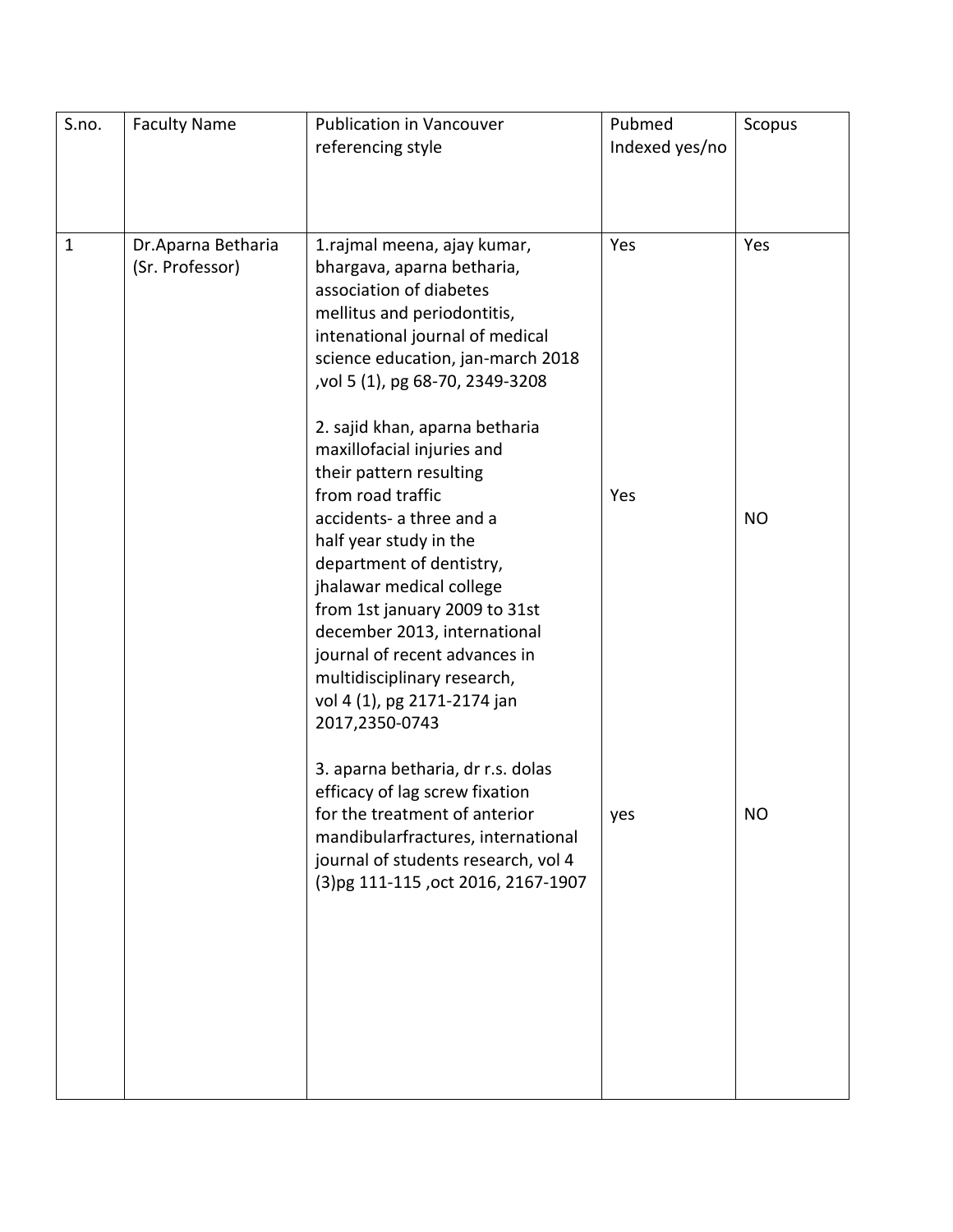| S.no. | Faculty Name | Publication in Vancouver referencing style | Pubmed Indexed yes/no | Scopus |
|---|---|---|---|---|
| 1 | Dr.Aparna Betharia (Sr. Professor) | 1.rajmal meena, ajay kumar, bhargava, aparna betharia, association of diabetes mellitus and periodontitis, intenational journal of medical science education, jan-march 2018 ,vol 5 (1), pg 68-70, 2349-3208 | Yes | Yes |
| | | 2. sajid khan, aparna betharia maxillofacial injuries and their pattern resulting from road traffic accidents- a three and a half year study in the department of dentistry, jhalawar medical college from 1st january 2009 to 31st december 2013, international journal of recent advances in multidisciplinary research, vol 4 (1), pg 2171-2174 jan 2017,2350-0743 | Yes | NO |
| | | 3. aparna betharia, dr r.s. dolas efficacy of lag screw fixation for the treatment of anterior mandibularfractures, international journal of students research, vol 4 (3)pg 111-115 ,oct 2016, 2167-1907 | yes | NO |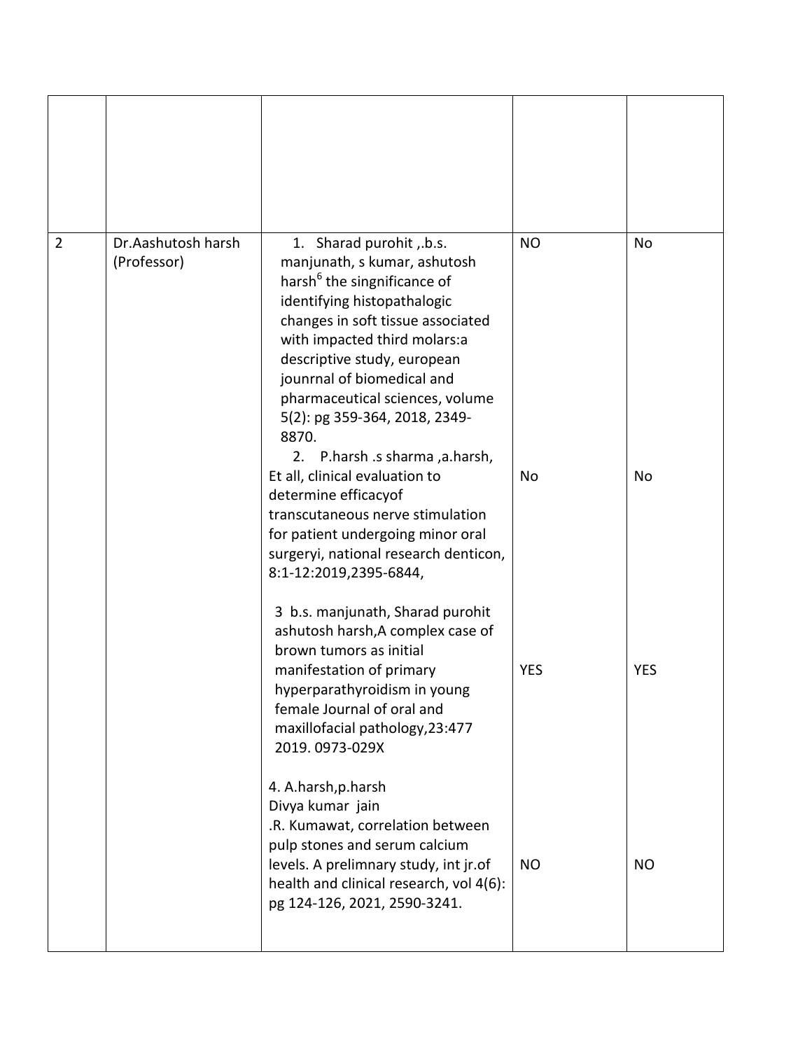| | | | | |
|---|---|---|---|---|
| | | | | |
| 2 | Dr.Aashutosh harsh (Professor) | 1. Sharad purohit ,.b.s. manjunath, s kumar, ashutosh harsh[6] the singnificance of identifying histopathalogic changes in soft tissue associated with impacted third molars:a descriptive study, european jounrnal of biomedical and pharmaceutical sciences, volume 5(2): pg 359-364, 2018, 2349-8870. | NO | No |
| | | 2. P.harsh .s sharma ,a.harsh, Et all, clinical evaluation to determine efficacyof transcutaneous nerve stimulation for patient undergoing minor oral surgeryi, national research denticon, 8:1-12:2019,2395-6844, | No | No |
| | | 3 b.s. manjunath, Sharad purohit ashutosh harsh,A complex case of brown tumors as initial manifestation of primary hyperparathyroidism in young female Journal of oral and maxillofacial pathology,23:477 2019. 0973-029X | YES | YES |
| | | 4. A.harsh,p.harsh Divya kumar jain .R. Kumawat, correlation between pulp stones and serum calcium levels. A prelimnary study, int jr.of health and clinical research, vol 4(6): pg 124-126, 2021, 2590-3241. | NO | NO |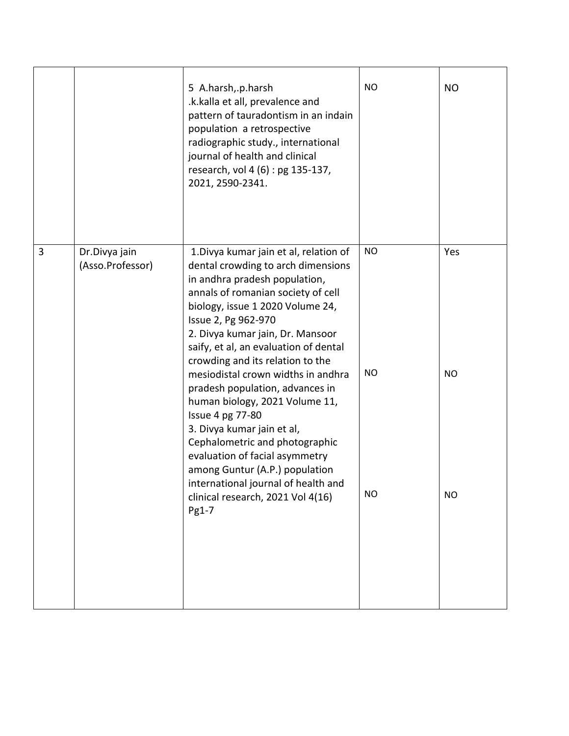| | | | | |
|---|---|---|---|---|
| | | 5 A.harsh,.p.harsh .k.kalla et all, prevalence and pattern of tauradontism in an indain population a retrospective radiographic study., international journal of health and clinical research, vol 4 (6) : pg 135-137, 2021, 2590-2341. | NO | NO |
| 3 | Dr.Divya jain (Asso.Professor) | 1.Divya kumar jain et al, relation of dental crowding to arch dimensions in andhra pradesh population, annals of romanian society of cell biology, issue 1 2020 Volume 24, Issue 2, Pg 962-970 | NO | Yes |
| | | 2. Divya kumar jain, Dr. Mansoor saify, et al, an evaluation of dental crowding and its relation to the mesiodistal crown widths in andhra pradesh population, advances in human biology, 2021 Volume 11, Issue 4 pg 77-80 | NO | NO |
| | | 3. Divya kumar jain et al, Cephalometric and photographic evaluation of facial asymmetry among Guntur (A.P.) population international journal of health and clinical research, 2021 Vol 4(16) Pg1-7 | NO | NO |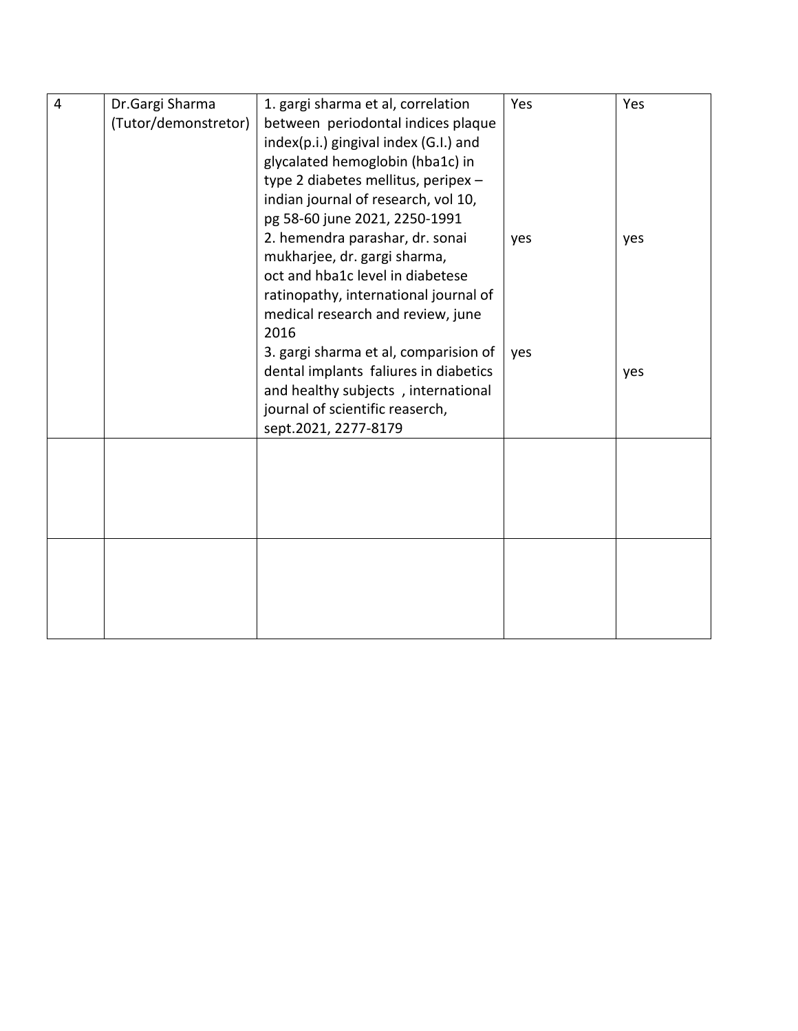| | | | | |
|---|---|---|---|---|
| 4 | Dr.Gargi Sharma (Tutor/demonstretor) | 1. gargi sharma et al, correlation between periodontal indices plaque index(p.i.) gingival index (G.I.) and glycalated hemoglobin (hba1c) in type 2 diabetes mellitus, peripex – indian journal of research, vol 10, pg 58-60 june 2021, 2250-1991<br>2. hemendra parashar, dr. sonai mukharjee, dr. gargi sharma, oct and hba1c level in diabetese ratinopathy, international journal of medical research and review, june 2016<br>3. gargi sharma et al, comparision of dental implants faliures in diabetics and healthy subjects , international journal of scientific reaserch, sept.2021, 2277-8179 | Yes<br>yes<br>yes | Yes<br>yes<br>yes |
| | | | | |
| | | | | |